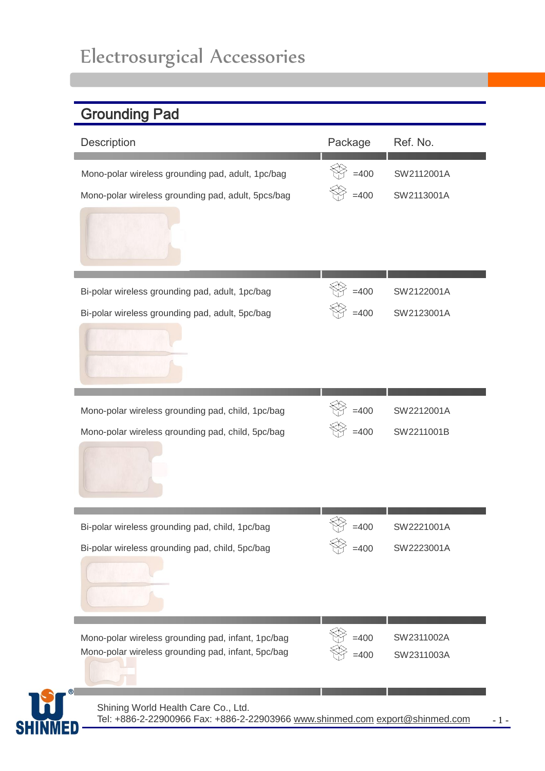# Electrosurgical Accessories

## Grounding Pad

| Description | Package | Ref. No. |
|---|---|---|
| Mono-polar wireless grounding pad, adult, 1pc/bag | =400 | SW2112001A |
| Mono-polar wireless grounding pad, adult, 5pcs/bag | =400 | SW2113001A |
| Bi-polar wireless grounding pad, adult, 1pc/bag | =400 | SW2122001A |
| Bi-polar wireless grounding pad, adult, 5pc/bag | =400 | SW2123001A |
| Mono-polar wireless grounding pad, child, 1pc/bag | =400 | SW2212001A |
| Mono-polar wireless grounding pad, child, 5pc/bag | =400 | SW2211001B |
| Bi-polar wireless grounding pad, child, 1pc/bag | =400 | SW2221001A |
| Bi-polar wireless grounding pad, child, 5pc/bag | =400 | SW2223001A |
| Mono-polar wireless grounding pad, infant, 1pc/bag | =400 | SW2311002A |
| Mono-polar wireless grounding pad, infant, 5pc/bag | =400 | SW2311003A |

Shining World Health Care Co., Ltd.
Tel: +886-2-22900966 Fax: +886-2-22903966 www.shinmed.com export@shinmed.com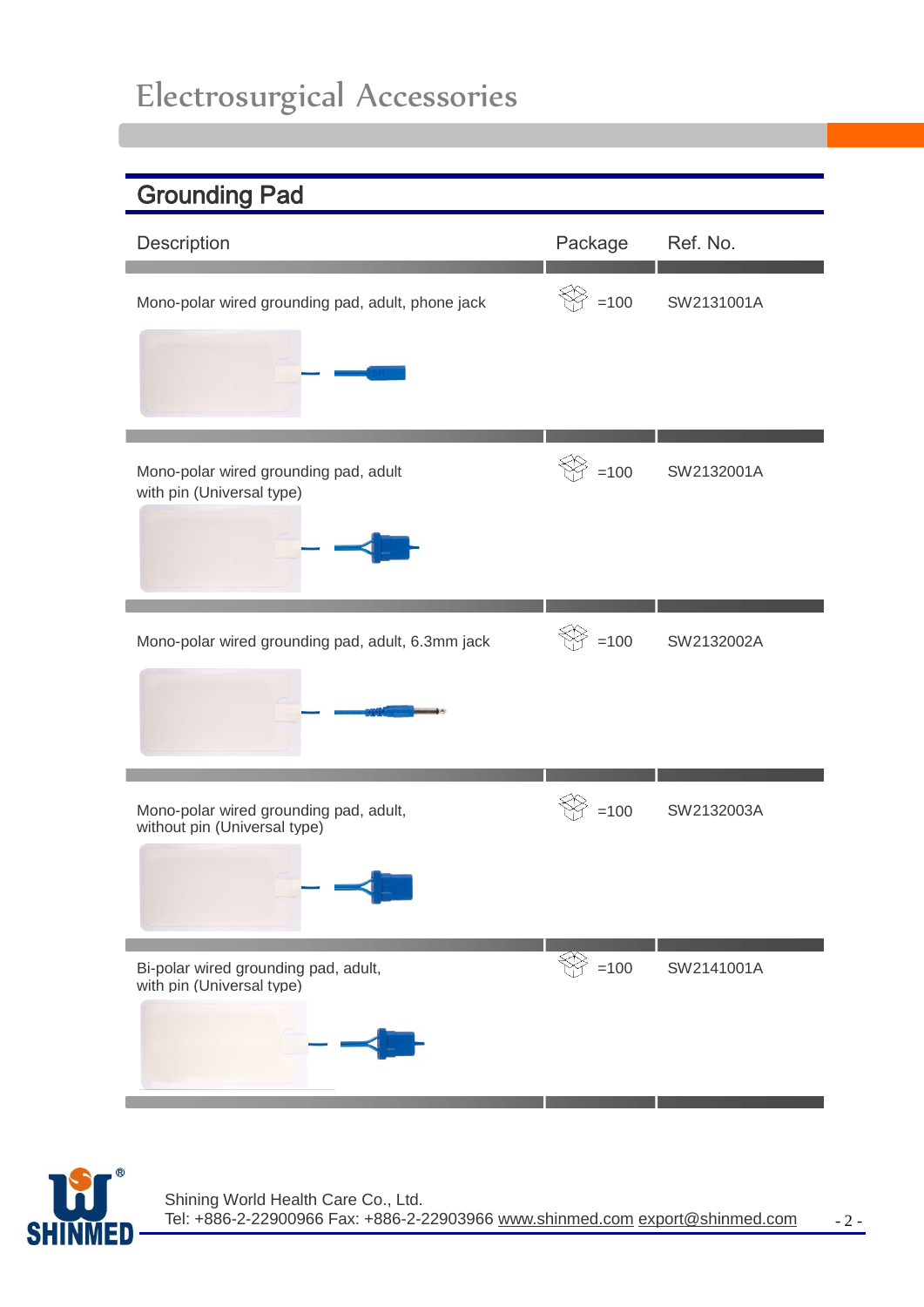# Electrosurgical Accessories

## Grounding Pad

| Description | Package | Ref. No. |
|---|---|---|
| Mono-polar wired grounding pad, adult, phone jack | =100 | SW2131001A |
| Mono-polar wired grounding pad, adult with pin (Universal type) | =100 | SW2132001A |
| Mono-polar wired grounding pad, adult, 6.3mm jack | =100 | SW2132002A |
| Mono-polar wired grounding pad, adult, without pin (Universal type) | =100 | SW2132003A |
| Bi-polar wired grounding pad, adult, with pin (Universal type) | =100 | SW2141001A |

Shining World Health Care Co., Ltd.
Tel: +886-2-22900966 Fax: +886-2-22903966 www.shinmed.com export@shinmed.com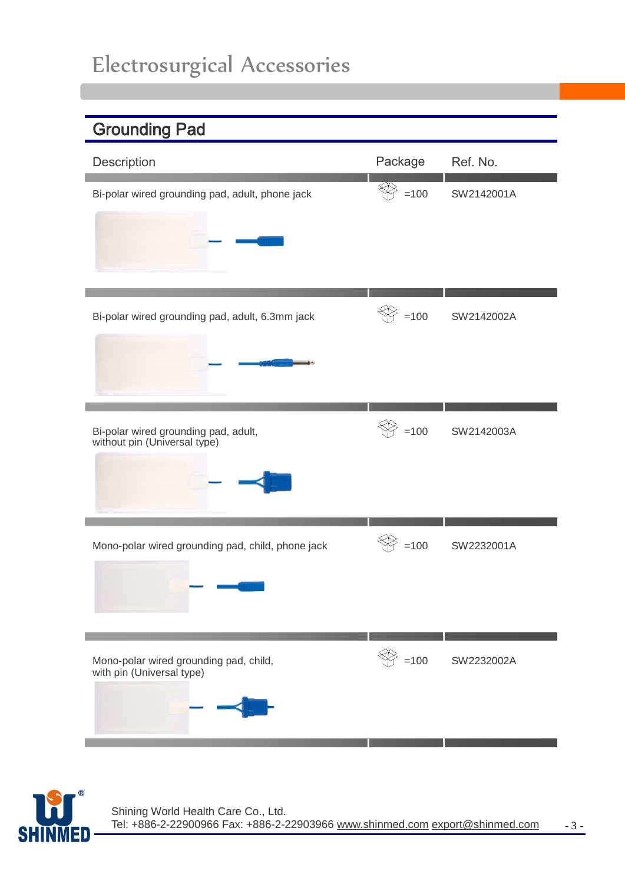# Electrosurgical Accessories

## Grounding Pad

| Description | Package | Ref. No. |
|---|---|---|
| Bi-polar wired grounding pad, adult, phone jack | =100 | SW2142001A |
| Bi-polar wired grounding pad, adult, 6.3mm jack | =100 | SW2142002A |
| Bi-polar wired grounding pad, adult, without pin (Universal type) | =100 | SW2142003A |
| Mono-polar wired grounding pad, child, phone jack | =100 | SW2232001A |
| Mono-polar wired grounding pad, child, with pin (Universal type) | =100 | SW2232002A |

Shining World Health Care Co., Ltd.
Tel: +886-2-22900966 Fax: +886-2-22903966 www.shinmed.com export@shinmed.com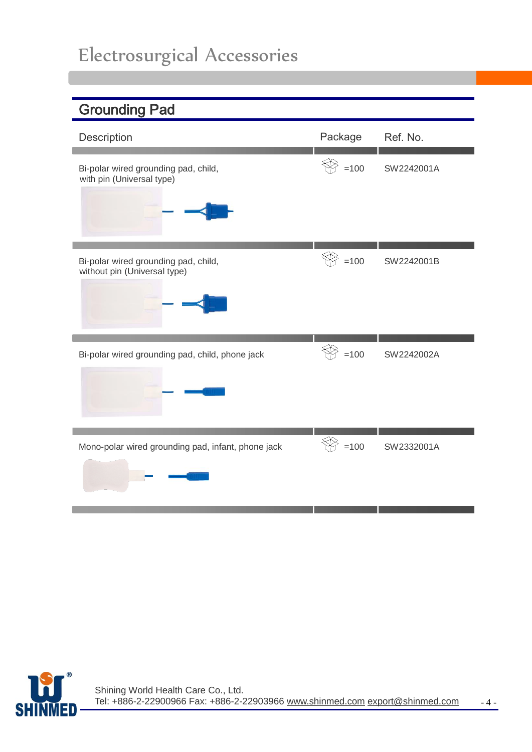# Electrosurgical Accessories

## Grounding Pad

| Description | Package | Ref. No. |
|---|---|---|
| Bi-polar wired grounding pad, child, with pin (Universal type) | =100 | SW2242001A |
| Bi-polar wired grounding pad, child, without pin (Universal type) | =100 | SW2242001B |
| Bi-polar wired grounding pad, child, phone jack | =100 | SW2242002A |
| Mono-polar wired grounding pad, infant, phone jack | =100 | SW2332001A |

Shining World Health Care Co., Ltd.
Tel: +886-2-22900966 Fax: +886-2-22903966 www.shinmed.com export@shinmed.com